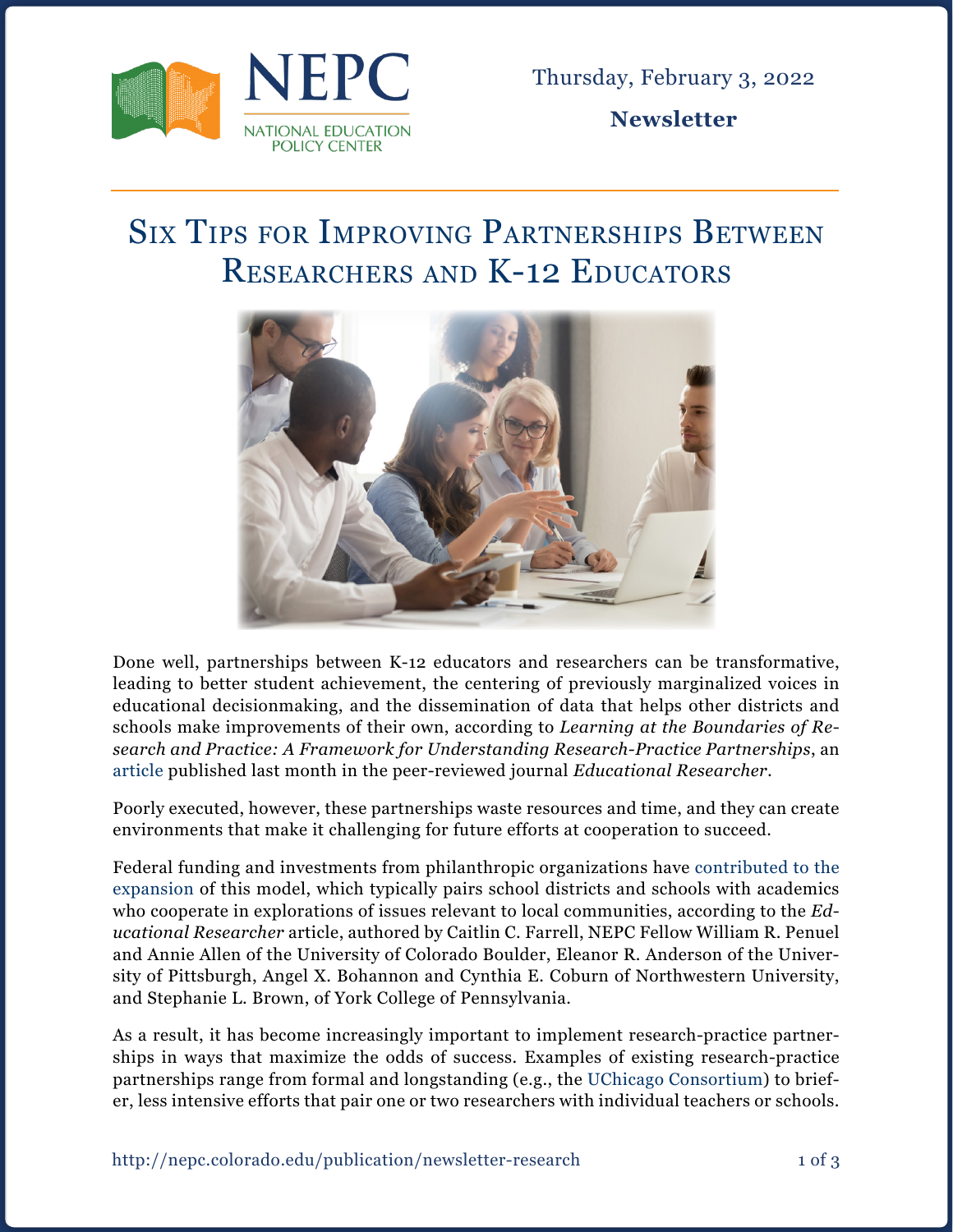Thursday, February 3, 2022

**Newsletter**

# Six Tips for Improving Partnerships Between Researchers and K-12 Educators

Done well, partnerships between K-12 educators and researchers can be transformative, leading to better student achievement, the centering of previously marginalized voices in educational decisionmaking, and the dissemination of data that helps other districts and schools make improvements of their own, according to *Learning at the Boundaries of Research and Practice: A Framework for Understanding Research-Practice Partnerships*, an article published last month in the peer-reviewed journal *Educational Researcher*.

Poorly executed, however, these partnerships waste resources and time, and they can create environments that make it challenging for future efforts at cooperation to succeed.

Federal funding and investments from philanthropic organizations have contributed to the expansion of this model, which typically pairs school districts and schools with academics who cooperate in explorations of issues relevant to local communities, according to the *Educational Researcher* article, authored by Caitlin C. Farrell, NEPC Fellow William R. Penuel and Annie Allen of the University of Colorado Boulder, Eleanor R. Anderson of the University of Pittsburgh, Angel X. Bohannon and Cynthia E. Coburn of Northwestern University, and Stephanie L. Brown, of York College of Pennsylvania.

As a result, it has become increasingly important to implement research-practice partnerships in ways that maximize the odds of success. Examples of existing research-practice partnerships range from formal and longstanding (e.g., the UChicago Consortium) to briefer, less intensive efforts that pair one or two researchers with individual teachers or schools.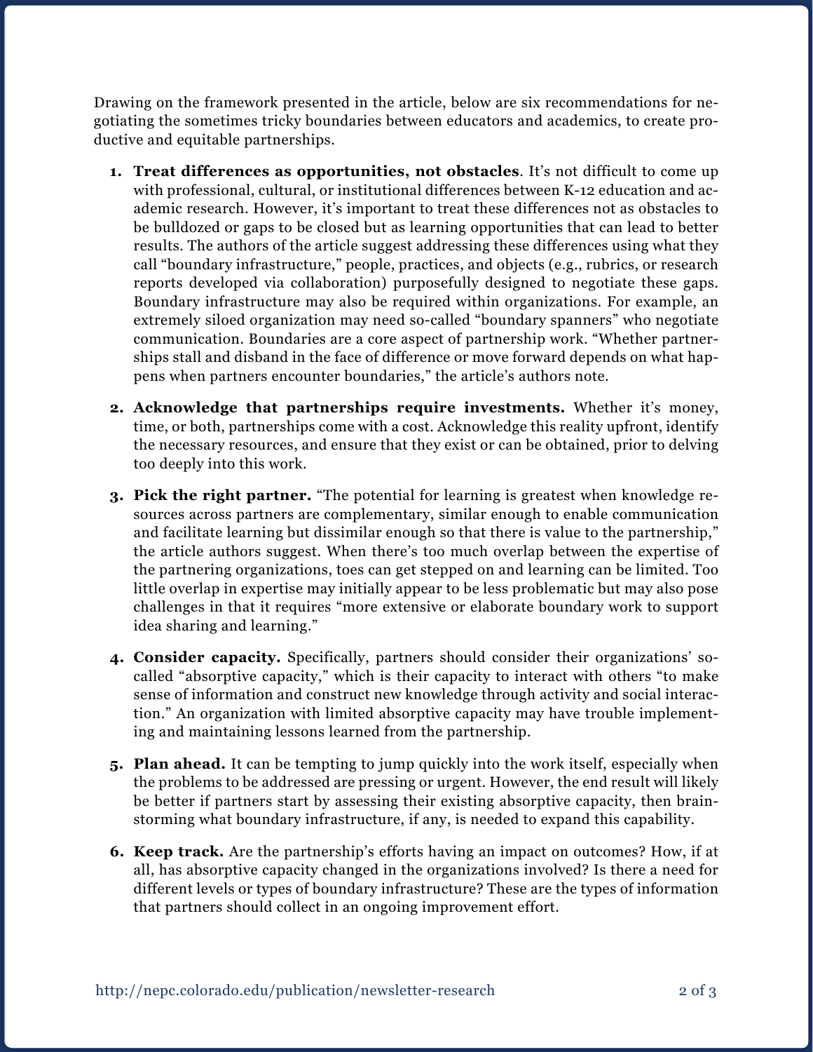Drawing on the framework presented in the article, below are six recommendations for negotiating the sometimes tricky boundaries between educators and academics, to create productive and equitable partnerships.

1. **Treat differences as opportunities, not obstacles**. It's not difficult to come up with professional, cultural, or institutional differences between K-12 education and academic research. However, it's important to treat these differences not as obstacles to be bulldozed or gaps to be closed but as learning opportunities that can lead to better results. The authors of the article suggest addressing these differences using what they call "boundary infrastructure," people, practices, and objects (e.g., rubrics, or research reports developed via collaboration) purposefully designed to negotiate these gaps. Boundary infrastructure may also be required within organizations. For example, an extremely siloed organization may need so-called "boundary spanners" who negotiate communication. Boundaries are a core aspect of partnership work. "Whether partnerships stall and disband in the face of difference or move forward depends on what happens when partners encounter boundaries," the article's authors note.

2. **Acknowledge that partnerships require investments.** Whether it's money, time, or both, partnerships come with a cost. Acknowledge this reality upfront, identify the necessary resources, and ensure that they exist or can be obtained, prior to delving too deeply into this work.

3. **Pick the right partner.** "The potential for learning is greatest when knowledge resources across partners are complementary, similar enough to enable communication and facilitate learning but dissimilar enough so that there is value to the partnership," the article authors suggest. When there's too much overlap between the expertise of the partnering organizations, toes can get stepped on and learning can be limited. Too little overlap in expertise may initially appear to be less problematic but may also pose challenges in that it requires "more extensive or elaborate boundary work to support idea sharing and learning."

4. **Consider capacity.** Specifically, partners should consider their organizations' so-called "absorptive capacity," which is their capacity to interact with others "to make sense of information and construct new knowledge through activity and social interaction." An organization with limited absorptive capacity may have trouble implementing and maintaining lessons learned from the partnership.

5. **Plan ahead.** It can be tempting to jump quickly into the work itself, especially when the problems to be addressed are pressing or urgent. However, the end result will likely be better if partners start by assessing their existing absorptive capacity, then brainstorming what boundary infrastructure, if any, is needed to expand this capability.

6. **Keep track.** Are the partnership's efforts having an impact on outcomes? How, if at all, has absorptive capacity changed in the organizations involved? Is there a need for different levels or types of boundary infrastructure? These are the types of information that partners should collect in an ongoing improvement effort.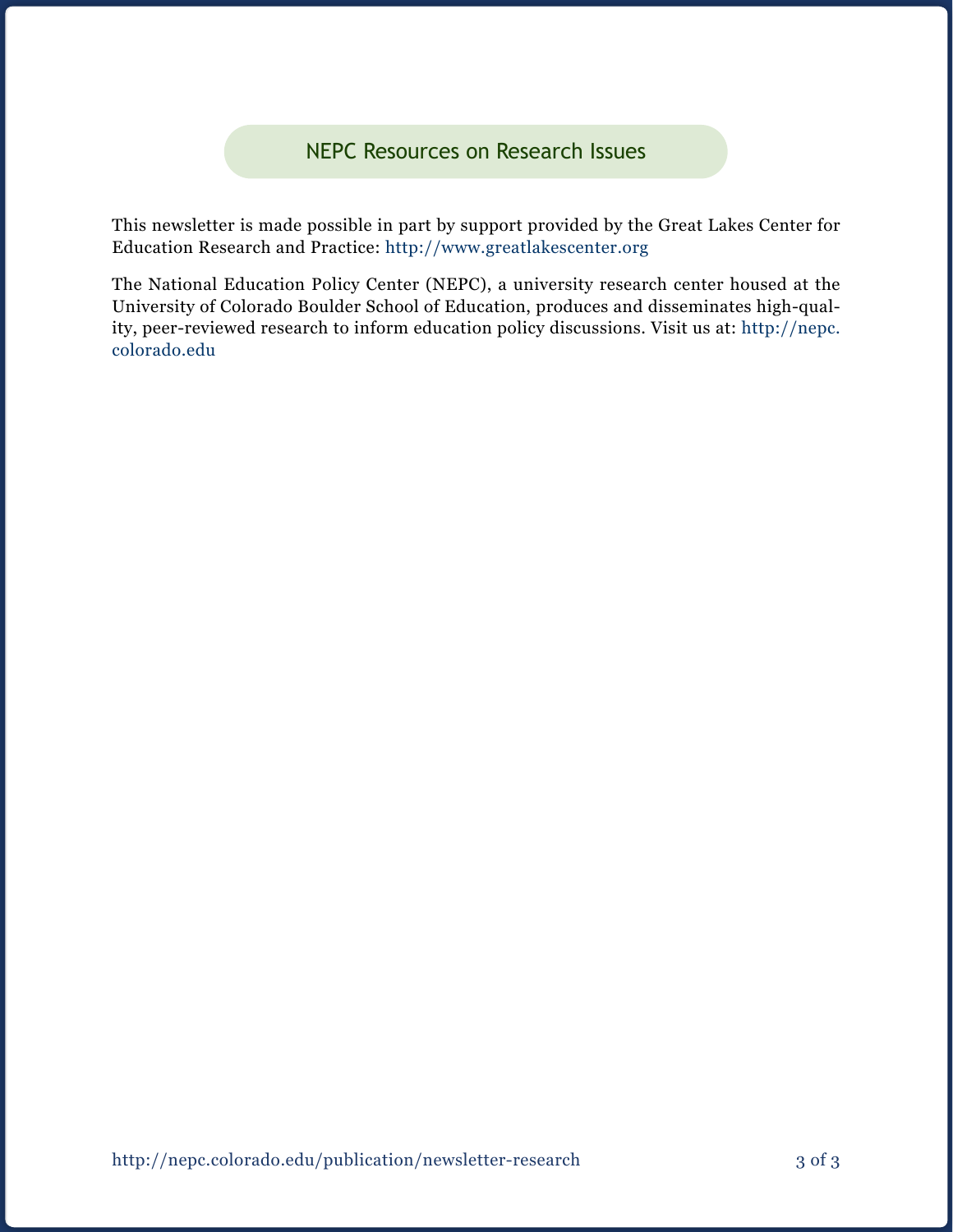## NEPC Resources on Research Issues

This newsletter is made possible in part by support provided by the Great Lakes Center for Education Research and Practice: http://www.greatlakescenter.org

The National Education Policy Center (NEPC), a university research center housed at the University of Colorado Boulder School of Education, produces and disseminates high-quality, peer-reviewed research to inform education policy discussions. Visit us at: http://nepc.colorado.edu